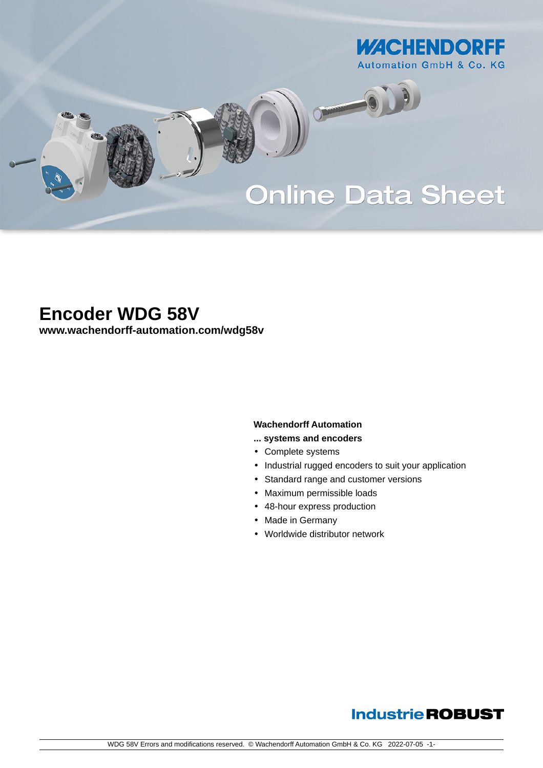WACHENDORFF

Automation GmbH & Co. KG

Online Data Sheet

# Encoder WDG 58V

**www.wachendorff-automation.com/wdg58v**

**Wachendorff Automation**

**... systems and encoders**

- Complete systems
- Industrial rugged encoders to suit your application
- Standard range and customer versions
- Maximum permissible loads
- 48-hour express production
- Made in Germany
- Worldwide distributor network

Industrie **ROBUST**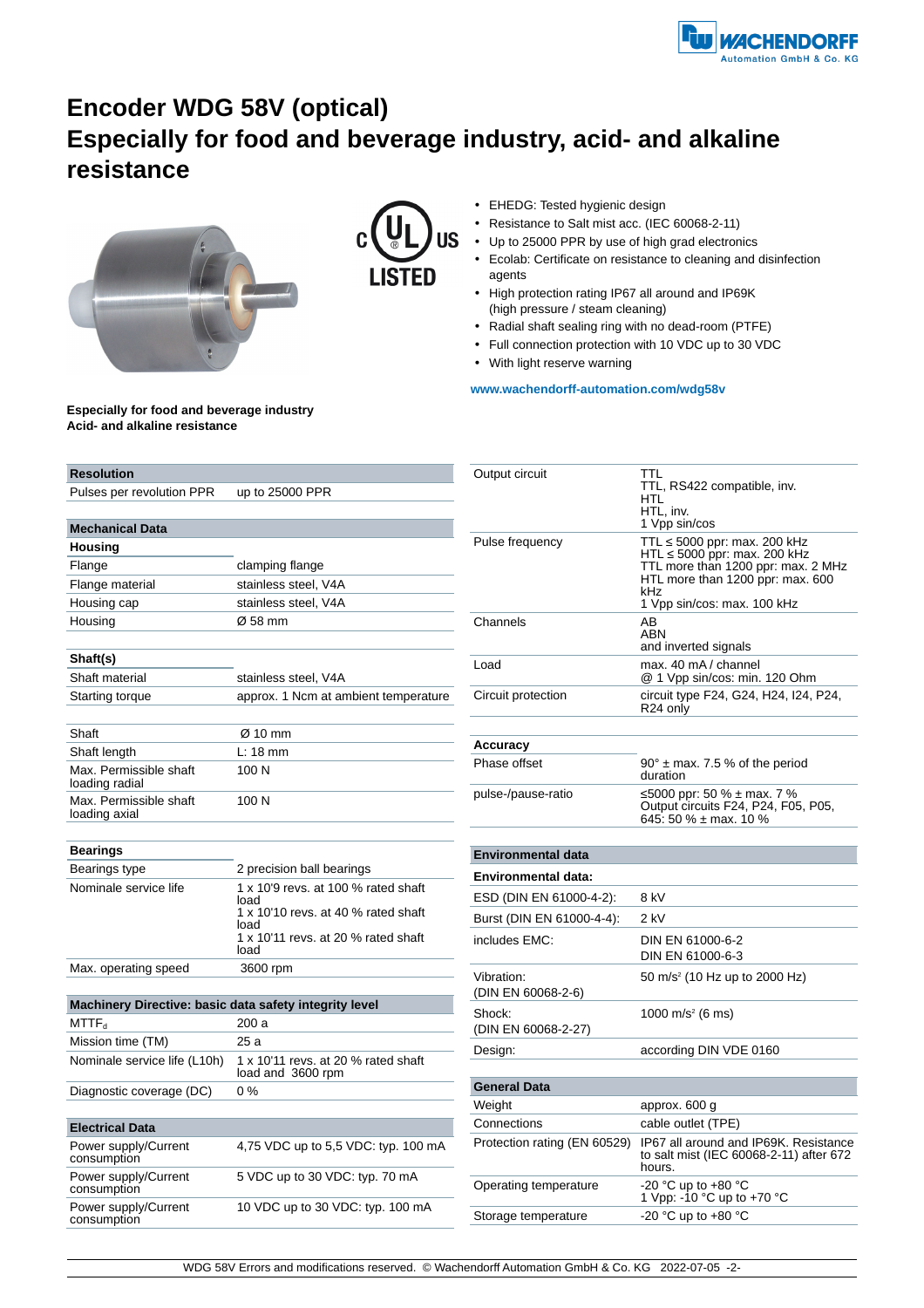# Encoder WDG 58V (optical)
# Especially for food and beverage industry, acid- and alkaline resistance

- EHEDG: Tested hygienic design
- Resistance to Salt mist acc. (IEC 60068-2-11)
- Up to 25000 PPR by use of high grad electronics
- Ecolab: Certificate on resistance to cleaning and disinfection agents
- High protection rating IP67 all around and IP69K (high pressure / steam cleaning)
- Radial shaft sealing ring with no dead-room (PTFE)
- Full connection protection with 10 VDC up to 30 VDC
- With light reserve warning

www.wachendorff-automation.com/wdg58v

**Especially for food and beverage industry**
**Acid- and alkaline resistance**

| **Resolution** | |
|---|---|
| Pulses per revolution PPR | up to 25000 PPR |

| **Mechanical Data** | |
|---|---|
| **Housing** | |
| Flange | clamping flange |
| Flange material | stainless steel, V4A |
| Housing cap | stainless steel, V4A |
| Housing | Ø 58 mm |

| **Shaft(s)** | |
|---|---|
| Shaft material | stainless steel, V4A |
| Starting torque | approx. 1 Ncm at ambient temperature |

| | |
|---|---|
| Shaft | Ø 10 mm |
| Shaft length | L: 18 mm |
| Max. Permissible shaft loading radial | 100 N |
| Max. Permissible shaft loading axial | 100 N |

| **Bearings** | |
|---|---|
| Bearings type | 2 precision ball bearings |
| Nominale service life | 1 x 10'9 revs. at 100 % rated shaft load<br>1 x 10'10 revs. at 40 % rated shaft load<br>1 x 10'11 revs. at 20 % rated shaft load |
| Max. operating speed | 3600 rpm |

| **Machinery Directive: basic data safety integrity level** | |
|---|---|
| $MTTF_d$ | 200 a |
| Mission time (TM) | 25 a |
| Nominale service life (L10h) | 1 x 10'11 revs. at 20 % rated shaft load and 3600 rpm |
| Diagnostic coverage (DC) | 0 % |

| **Electrical Data** | |
|---|---|
| Power supply/Current consumption | 4,75 VDC up to 5,5 VDC: typ. 100 mA |
| Power supply/Current consumption | 5 VDC up to 30 VDC: typ. 70 mA |
| Power supply/Current consumption | 10 VDC up to 30 VDC: typ. 100 mA |

| | |
|---|---|
| Output circuit | TTL<br>TTL, RS422 compatible, inv.<br>HTL<br>HTL, inv.<br>1 Vpp sin/cos |
| Pulse frequency | TTL ≤ 5000 ppr: max. 200 kHz<br>HTL ≤ 5000 ppr: max. 200 kHz<br>TTL more than 1200 ppr: max. 2 MHz<br>HTL more than 1200 ppr: max. 600 kHz<br>1 Vpp sin/cos: max. 100 kHz |
| Channels | AB<br>ABN<br>and inverted signals |
| Load | max. 40 mA / channel<br>@ 1 Vpp sin/cos: min. 120 Ohm |
| Circuit protection | circuit type F24, G24, H24, I24, P24, R24 only |

| **Accuracy** | |
|---|---|
| Phase offset | 90° ± max. 7.5 % of the period duration |
| pulse-/pause-ratio | ≤5000 ppr: 50 % ± max. 7 %<br>Output circuits F24, P24, F05, P05, 645: 50 % ± max. 10 % |

| **Environmental data** | |
|---|---|
| **Environmental data:** | |
| ESD (DIN EN 61000-4-2): | 8 kV |
| Burst (DIN EN 61000-4-4): | 2 kV |
| includes EMC: | DIN EN 61000-6-2<br>DIN EN 61000-6-3 |
| Vibration:<br>(DIN EN 60068-2-6) | 50 m/s² (10 Hz up to 2000 Hz) |
| Shock:<br>(DIN EN 60068-2-27) | 1000 m/s² (6 ms) |
| Design: | according DIN VDE 0160 |

| **General Data** | |
|---|---|
| Weight | approx. 600 g |
| Connections | cable outlet (TPE) |
| Protection rating (EN 60529) | IP67 all around and IP69K. Resistance to salt mist (IEC 60068-2-11) after 672 hours. |
| Operating temperature | -20 °C up to +80 °C<br>1 Vpp: -10 °C up to +70 °C |
| Storage temperature | -20 °C up to +80 °C |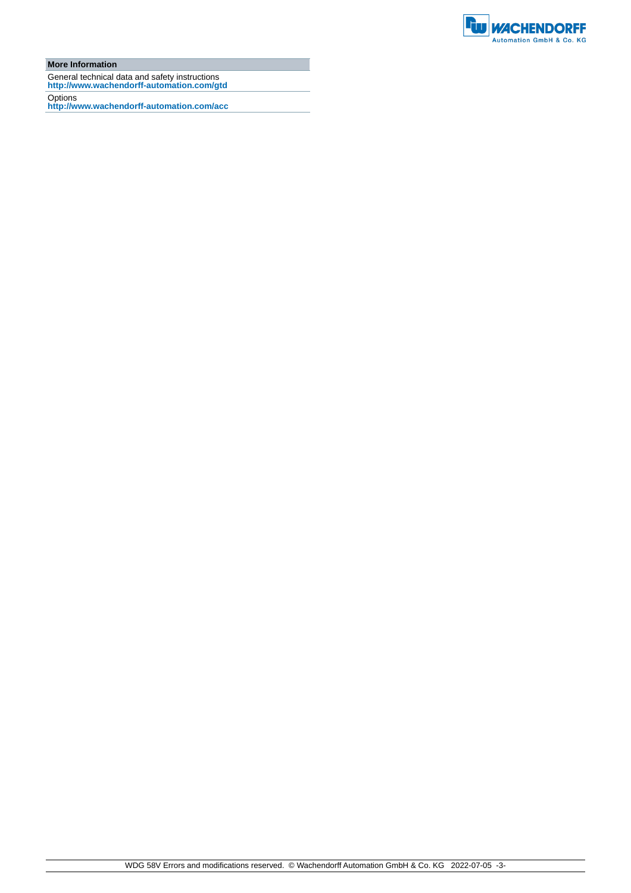| More Information |
| --- |
| General technical data and safety instructions<br>**http://www.wachendorff-automation.com/gtd** |
| Options<br>**http://www.wachendorff-automation.com/acc** |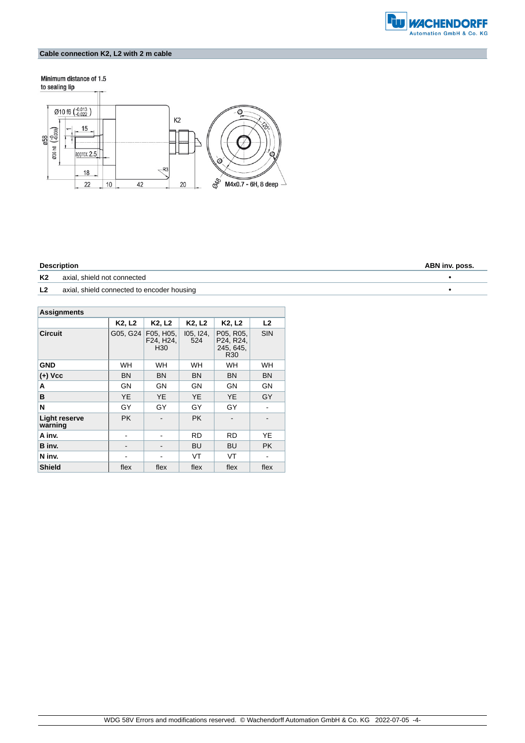## Cable connection K2, L2 with 2 m cable

Minimum distance of 1.5 to sealing lip

Ø10 f6 ($^{-0.013}_{-0.022}$)

K2

15

ø58

Ø36 h8 ($^{-0}_{-0.039}$)

approx. 2.5

R3

18

22

10

42

20

120°

Ø48

M4x0.7 - 6H, 8 deep

| Description | | ABN inv. poss. |
|---|---|---|
| **K2** | axial, shield not connected | • |
| **L2** | axial, shield connected to encoder housing | • |

| Assignments | | | | | |
|---|---|---|---|---|---|
| | **K2, L2** | **K2, L2** | **K2, L2** | **K2, L2** | **L2** |
| **Circuit** | G05, G24 | F05, H05, F24, H24, H30 | I05, I24, 524 | P05, R05, P24, R24, 245, 645, R30 | SIN |
| **GND** | WH | WH | WH | WH | WH |
| **(+) Vcc** | BN | BN | BN | BN | BN |
| **A** | GN | GN | GN | GN | GN |
| **B** | YE | YE | YE | YE | GY |
| **N** | GY | GY | GY | GY | - |
| **Light reserve warning** | PK | - | PK | - | - |
| **A inv.** | - | - | RD | RD | YE |
| **B inv.** | - | - | BU | BU | PK |
| **N inv.** | - | - | VT | VT | - |
| **Shield** | flex | flex | flex | flex | flex |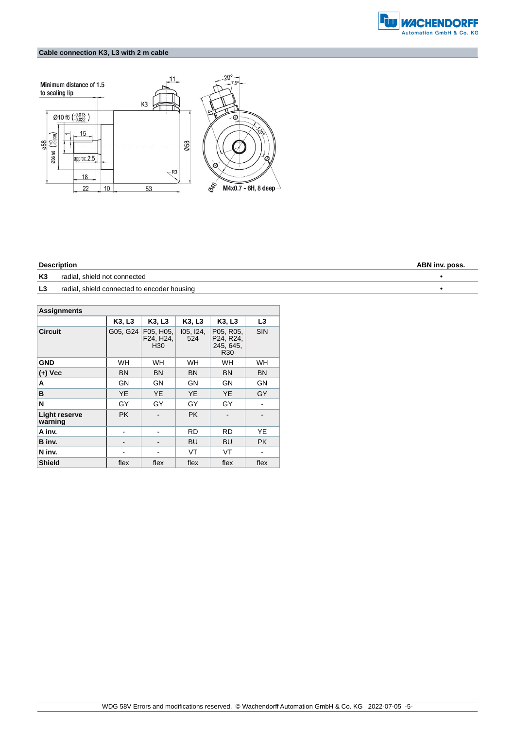## Cable connection K3, L3 with 2 m cable

Minimum distance of 1.5 to sealing lip

Ø10 f6 $\left(^{-0.013}_{-0.022}\right)$

Ø58

Ø36 h8 $\left(^{+0}_{-0.039}\right)$

15

approx. 2.5

18

22

10

53

11

K3

Ø58

R3

20°

7.5°

47

120°

Ø48

M4x0.7 - 6H, 8 deep

| Description | | ABN inv. poss. |
|---|---|---|
| K3 | radial, shield not connected | • |
| L3 | radial, shield connected to encoder housing | • |

| Assignments | | | | | |
|---|---|---|---|---|---|
| | K3, L3 | K3, L3 | K3, L3 | K3, L3 | L3 |
| **Circuit** | G05, G24 | F05, H05, F24, H24, H30 | I05, I24, 524 | P05, R05, P24, R24, 245, 645, R30 | SIN |
| **GND** | WH | WH | WH | WH | WH |
| **(+) Vcc** | BN | BN | BN | BN | BN |
| **A** | GN | GN | GN | GN | GN |
| **B** | YE | YE | YE | YE | GY |
| **N** | GY | GY | GY | GY | - |
| **Light reserve warning** | PK | - | PK | - | - |
| **A inv.** | - | - | RD | RD | YE |
| **B inv.** | - | - | BU | BU | PK |
| **N inv.** | - | - | VT | VT | - |
| **Shield** | flex | flex | flex | flex | flex |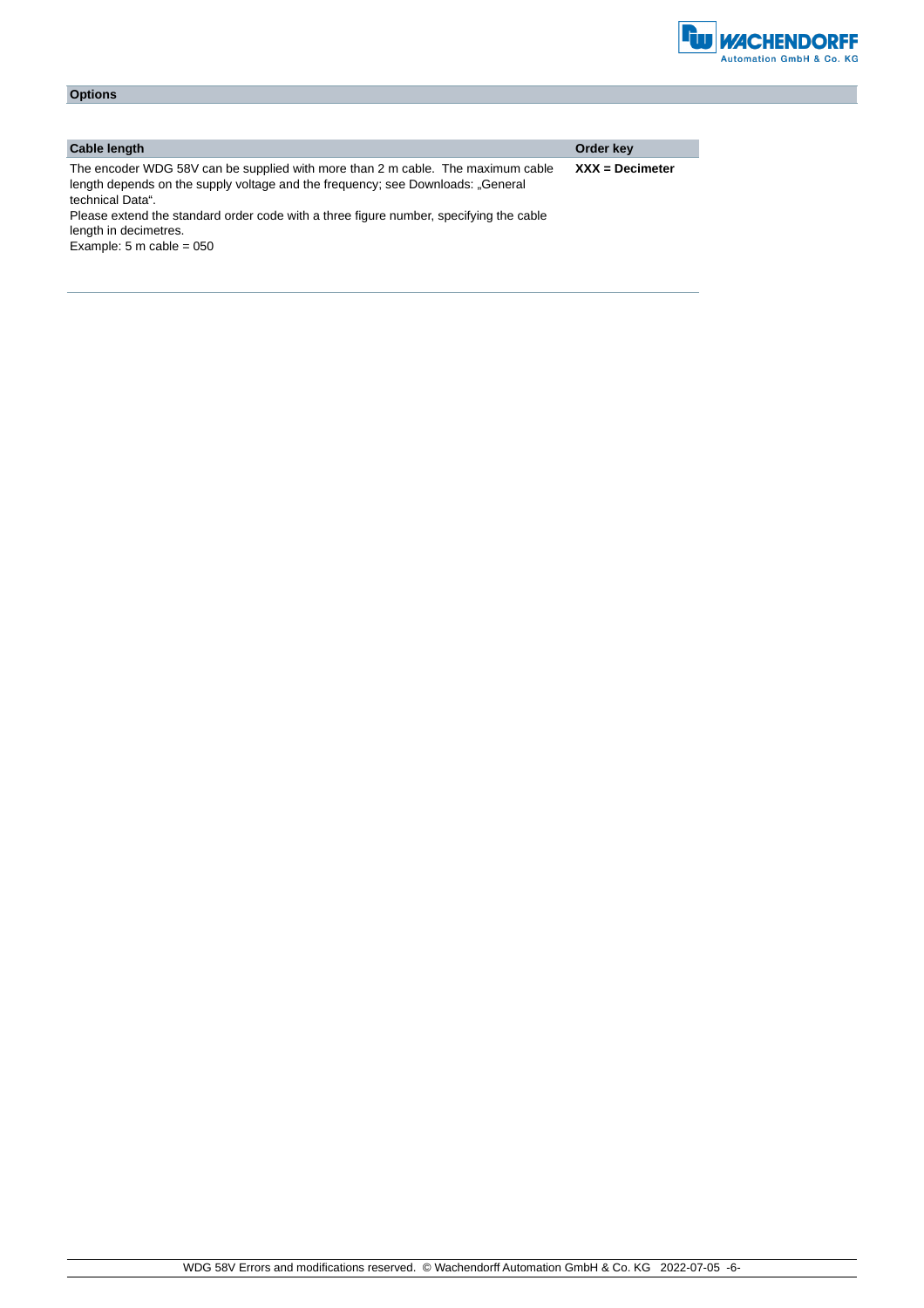## Options

| Cable length | Order key |
|---|---|
| The encoder WDG 58V can be supplied with more than 2 m cable. The maximum cable length depends on the supply voltage and the frequency; see Downloads: „General technical Data".<br>Please extend the standard order code with a three figure number, specifying the cable length in decimetres.<br>Example: 5 m cable = 050 | **XXX = Decimeter** |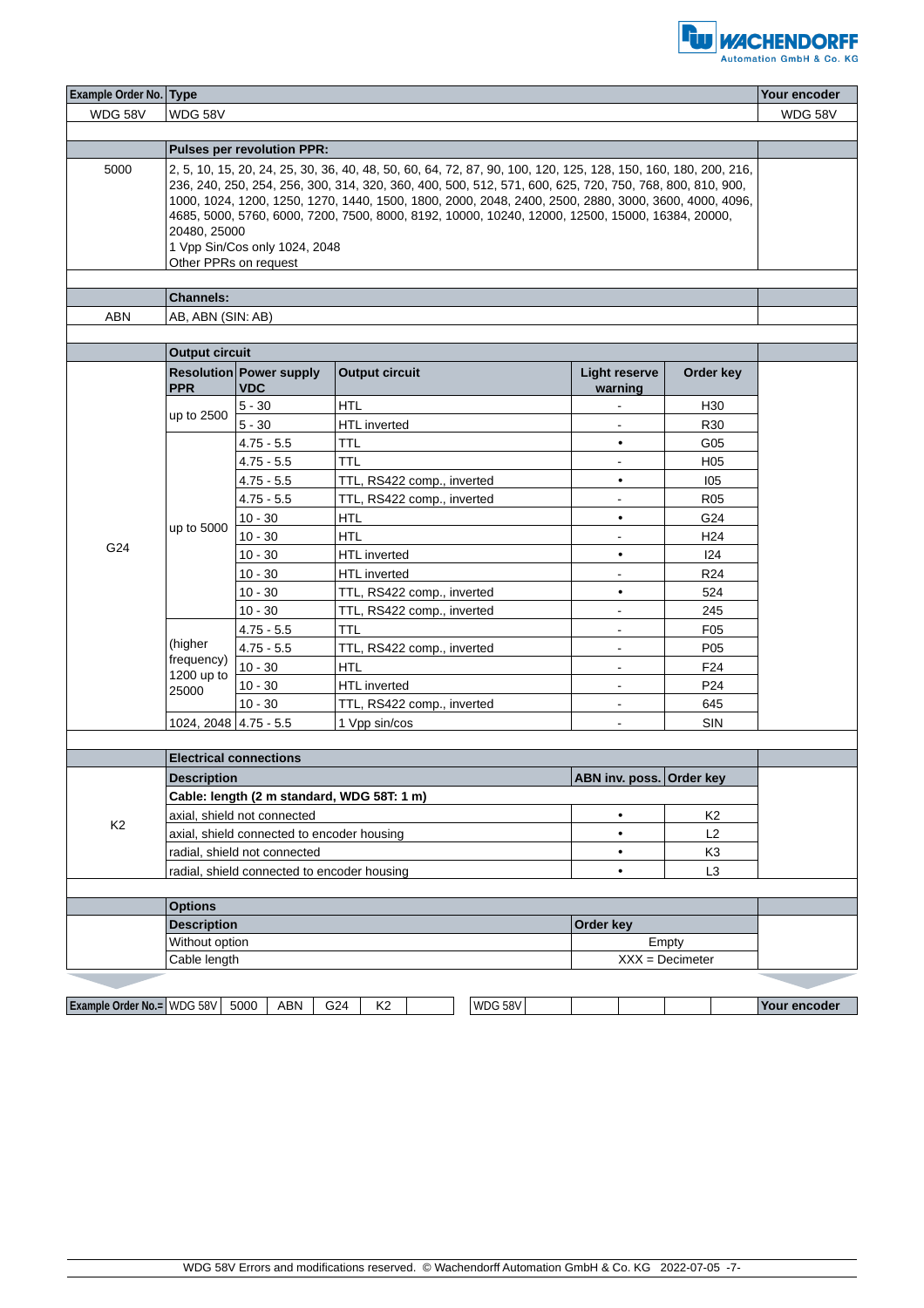| Example Order No. | Type | Your encoder |
|---|---|---|
| WDG 58V | WDG 58V | WDG 58V |

| Example Order No. | **Pulses per revolution PPR:** | Your encoder |
|---|---|---|
| 5000 | 2, 5, 10, 15, 20, 24, 25, 30, 36, 40, 48, 50, 60, 64, 72, 87, 90, 100, 120, 125, 128, 150, 160, 180, 200, 216, 236, 240, 250, 254, 256, 300, 314, 320, 360, 400, 500, 512, 571, 600, 625, 720, 750, 768, 800, 810, 900, 1000, 1024, 1200, 1250, 1270, 1440, 1500, 1800, 2000, 2048, 2400, 2500, 2880, 3000, 3600, 4000, 4096, 4685, 5000, 5760, 6000, 7200, 7500, 8000, 8192, 10000, 10240, 12000, 12500, 15000, 16384, 20000, 20480, 25000<br>1 Vpp Sin/Cos only 1024, 2048<br>Other PPRs on request | |

| Example Order No. | **Channels:** | Your encoder |
|---|---|---|
| ABN | AB, ABN (SIN: AB) | |

**Output circuit**

| Example Order No. | Resolution PPR | Power supply VDC | Output circuit | Light reserve warning | Order key | Your encoder |
|---|---|---|---|---|---|---|
| G24 | up to 2500 | 5 - 30 | HTL | - | H30 | |
| | | 5 - 30 | HTL inverted | - | R30 | |
| | up to 5000 | 4.75 - 5.5 | TTL | • | G05 | |
| | | 4.75 - 5.5 | TTL | - | H05 | |
| | | 4.75 - 5.5 | TTL, RS422 comp., inverted | • | I05 | |
| | | 4.75 - 5.5 | TTL, RS422 comp., inverted | - | R05 | |
| | | 10 - 30 | HTL | • | G24 | |
| | | 10 - 30 | HTL | - | H24 | |
| | | 10 - 30 | HTL inverted | • | I24 | |
| | | 10 - 30 | HTL inverted | - | R24 | |
| | | 10 - 30 | TTL, RS422 comp., inverted | • | 524 | |
| | | 10 - 30 | TTL, RS422 comp., inverted | - | 245 | |
| | (higher frequency) 1200 up to 25000 | 4.75 - 5.5 | TTL | - | F05 | |
| | | 4.75 - 5.5 | TTL, RS422 comp., inverted | - | P05 | |
| | | 10 - 30 | HTL | - | F24 | |
| | | 10 - 30 | HTL inverted | - | P24 | |
| | | 10 - 30 | TTL, RS422 comp., inverted | - | 645 | |
| | 1024, 2048 | 4.75 - 5.5 | 1 Vpp sin/cos | - | SIN | |

**Electrical connections**

| Example Order No. | Description | ABN inv. poss. | Order key | Your encoder |
|---|---|---|---|---|
| K2 | **Cable: length (2 m standard, WDG 58T: 1 m)** | | | |
| | axial, shield not connected | • | K2 | |
| | axial, shield connected to encoder housing | • | L2 | |
| | radial, shield not connected | • | K3 | |
| | radial, shield connected to encoder housing | • | L3 | |

**Options**

| Example Order No. | Description | Order key | Your encoder |
|---|---|---|---|
| | Without option | Empty | |
| | Cable length | XXX = Decimeter | |

| Example Order No.= | WDG 58V | 5000 | ABN | G24 | K2 | | WDG 58V | | | | | Your encoder |
|---|---|---|---|---|---|---|---|---|---|---|---|---|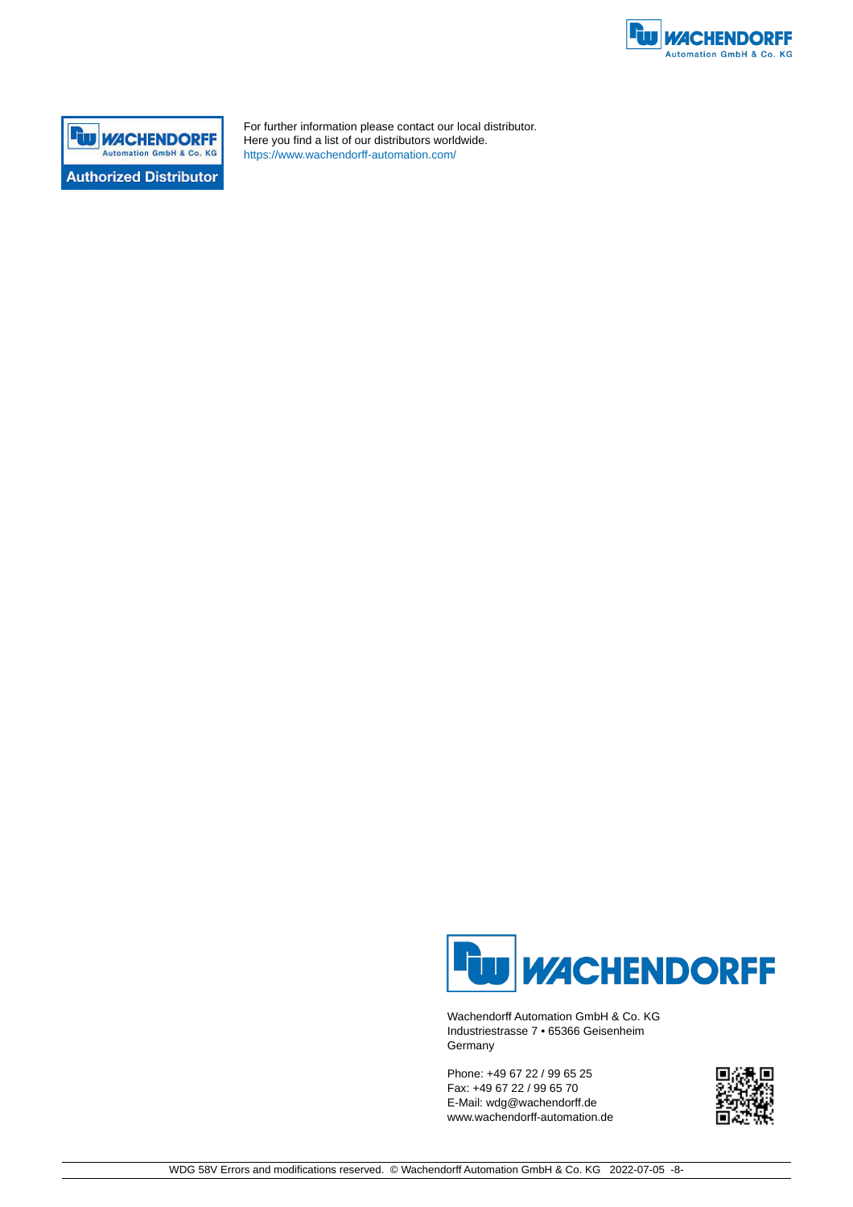Authorized Distributor

For further information please contact our local distributor.
Here you find a list of our distributors worldwide.
https://www.wachendorff-automation.com/

Wachendorff Automation GmbH & Co. KG
Industriestrasse 7 • 65366 Geisenheim
Germany

Phone: +49 67 22 / 99 65 25
Fax: +49 67 22 / 99 65 70
E-Mail: wdg@wachendorff.de
www.wachendorff-automation.de